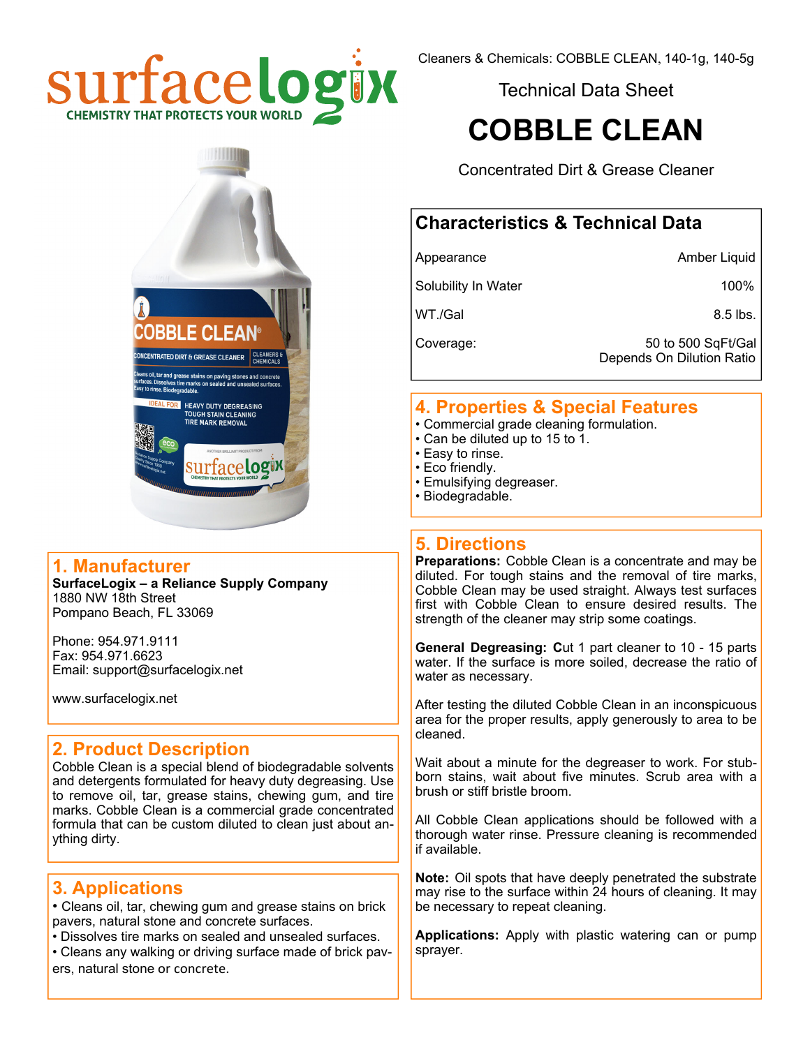Cleaners & Chemicals: COBBLE CLEAN, 140-1g, 140-5g

Technical Data Sheet

# COBBLE CLEAN

Concentrated Dirt & Grease Cleaner

## Characteristics & Technical Data

| | |
|---|---|
| Appearance | Amber Liquid |
| Solubility In Water | 100% |
| WT./Gal | 8.5 lbs. |
| Coverage: | 50 to 500 SqFt/Gal Depends On Dilution Ratio |

## 1. Manufacturer

**SurfaceLogix – a Reliance Supply Company**
1880 NW 18th Street
Pompano Beach, FL 33069

Phone: 954.971.9111
Fax: 954.971.6623
Email: support@surfacelogix.net

www.surfacelogix.net

## 2. Product Description

Cobble Clean is a special blend of biodegradable solvents and detergents formulated for heavy duty degreasing. Use to remove oil, tar, grease stains, chewing gum, and tire marks. Cobble Clean is a commercial grade concentrated formula that can be custom diluted to clean just about anything dirty.

## 3. Applications

- Cleans oil, tar, chewing gum and grease stains on brick pavers, natural stone and concrete surfaces.
- Dissolves tire marks on sealed and unsealed surfaces.
- Cleans any walking or driving surface made of brick pavers, natural stone or concrete.

## 4. Properties & Special Features

- Commercial grade cleaning formulation.
- Can be diluted up to 15 to 1.
- Easy to rinse.
- Eco friendly.
- Emulsifying degreaser.
- Biodegradable.

## 5. Directions

**Preparations:** Cobble Clean is a concentrate and may be diluted. For tough stains and the removal of tire marks, Cobble Clean may be used straight. Always test surfaces first with Cobble Clean to ensure desired results. The strength of the cleaner may strip some coatings.

**General Degreasing: C**ut 1 part cleaner to 10 - 15 parts water. If the surface is more soiled, decrease the ratio of water as necessary.

After testing the diluted Cobble Clean in an inconspicuous area for the proper results, apply generously to area to be cleaned.

Wait about a minute for the degreaser to work. For stubborn stains, wait about five minutes. Scrub area with a brush or stiff bristle broom.

All Cobble Clean applications should be followed with a thorough water rinse. Pressure cleaning is recommended if available.

**Note:** Oil spots that have deeply penetrated the substrate may rise to the surface within 24 hours of cleaning. It may be necessary to repeat cleaning.

**Applications:** Apply with plastic watering can or pump sprayer.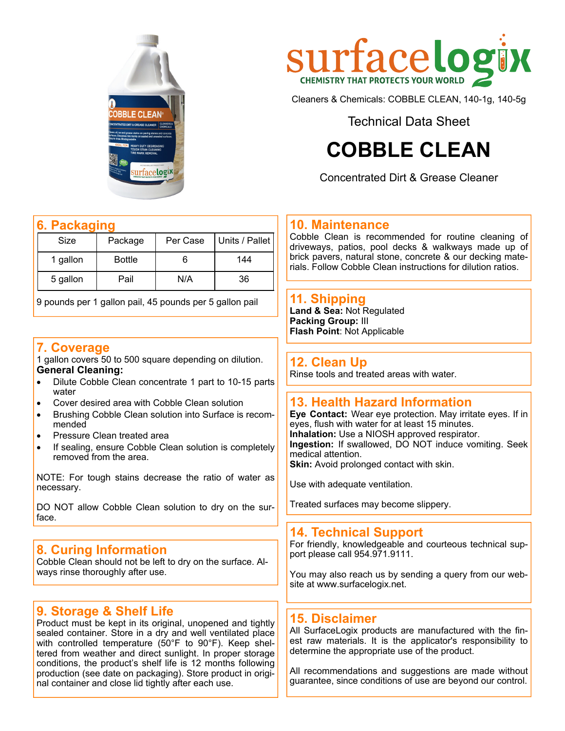surfacelogix
CHEMISTRY THAT PROTECTS YOUR WORLD

Cleaners & Chemicals: COBBLE CLEAN, 140-1g, 140-5g

Technical Data Sheet

# COBBLE CLEAN

Concentrated Dirt & Grease Cleaner

## 6. Packaging

| Size | Package | Per Case | Units / Pallet |
|---|---|---|---|
| 1 gallon | Bottle | 6 | 144 |
| 5 gallon | Pail | N/A | 36 |

9 pounds per 1 gallon pail, 45 pounds per 5 gallon pail

## 7. Coverage

1 gallon covers 50 to 500 square depending on dilution.

**General Cleaning:**

- Dilute Cobble Clean concentrate 1 part to 10-15 parts water
- Cover desired area with Cobble Clean solution
- Brushing Cobble Clean solution into Surface is recommended
- Pressure Clean treated area
- If sealing, ensure Cobble Clean solution is completely removed from the area.

NOTE: For tough stains decrease the ratio of water as necessary.

DO NOT allow Cobble Clean solution to dry on the surface.

## 8. Curing Information

Cobble Clean should not be left to dry on the surface. Always rinse thoroughly after use.

## 9. Storage & Shelf Life

Product must be kept in its original, unopened and tightly sealed container. Store in a dry and well ventilated place with controlled temperature (50°F to 90°F). Keep sheltered from weather and direct sunlight. In proper storage conditions, the product's shelf life is 12 months following production (see date on packaging). Store product in original container and close lid tightly after each use.

## 10. Maintenance

Cobble Clean is recommended for routine cleaning of driveways, patios, pool decks & walkways made up of brick pavers, natural stone, concrete & our decking materials. Follow Cobble Clean instructions for dilution ratios.

## 11. Shipping

**Land & Sea:** Not Regulated
**Packing Group:** III
**Flash Point**: Not Applicable

## 12. Clean Up

Rinse tools and treated areas with water.

## 13. Health Hazard Information

**Eye Contact:** Wear eye protection. May irritate eyes. If in eyes, flush with water for at least 15 minutes.
**Inhalation:** Use a NIOSH approved respirator.
**Ingestion:** If swallowed, DO NOT induce vomiting. Seek medical attention.
**Skin:** Avoid prolonged contact with skin.

Use with adequate ventilation.

Treated surfaces may become slippery.

## 14. Technical Support

For friendly, knowledgeable and courteous technical support please call 954.971.9111.

You may also reach us by sending a query from our website at www.surfacelogix.net.

## 15. Disclaimer

All SurfaceLogix products are manufactured with the finest raw materials. It is the applicator's responsibility to determine the appropriate use of the product.

All recommendations and suggestions are made without guarantee, since conditions of use are beyond our control.